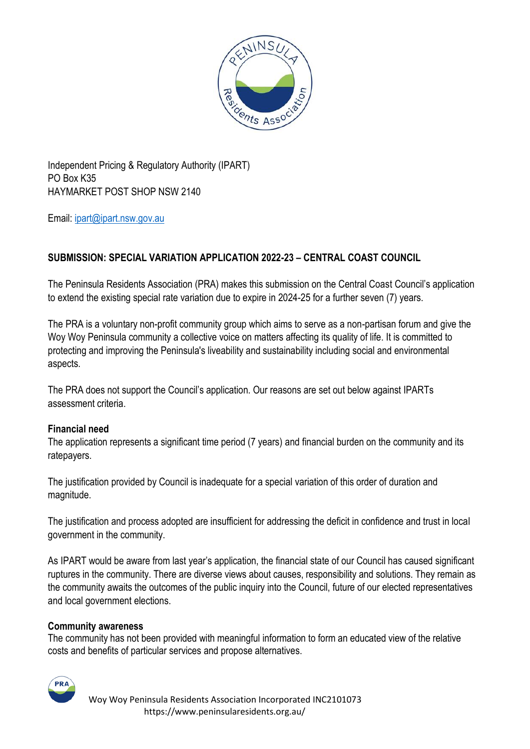Independent Pricing & Regulatory Authority (IPART)
PO Box K35
HAYMARKET POST SHOP NSW 2140

Email: ipart@ipart.nsw.gov.au

**SUBMISSION: SPECIAL VARIATION APPLICATION 2022-23 – CENTRAL COAST COUNCIL**

The Peninsula Residents Association (PRA) makes this submission on the Central Coast Council's application to extend the existing special rate variation due to expire in 2024-25 for a further seven (7) years.

The PRA is a voluntary non-profit community group which aims to serve as a non-partisan forum and give the Woy Woy Peninsula community a collective voice on matters affecting its quality of life. It is committed to protecting and improving the Peninsula's liveability and sustainability including social and environmental aspects.

The PRA does not support the Council's application. Our reasons are set out below against IPARTs assessment criteria.

**Financial need**

The application represents a significant time period (7 years) and financial burden on the community and its ratepayers.

The justification provided by Council is inadequate for a special variation of this order of duration and magnitude.

The justification and process adopted are insufficient for addressing the deficit in confidence and trust in local government in the community.

As IPART would be aware from last year's application, the financial state of our Council has caused significant ruptures in the community. There are diverse views about causes, responsibility and solutions. They remain as the community awaits the outcomes of the public inquiry into the Council, future of our elected representatives and local government elections.

**Community awareness**

The community has not been provided with meaningful information to form an educated view of the relative costs and benefits of particular services and propose alternatives.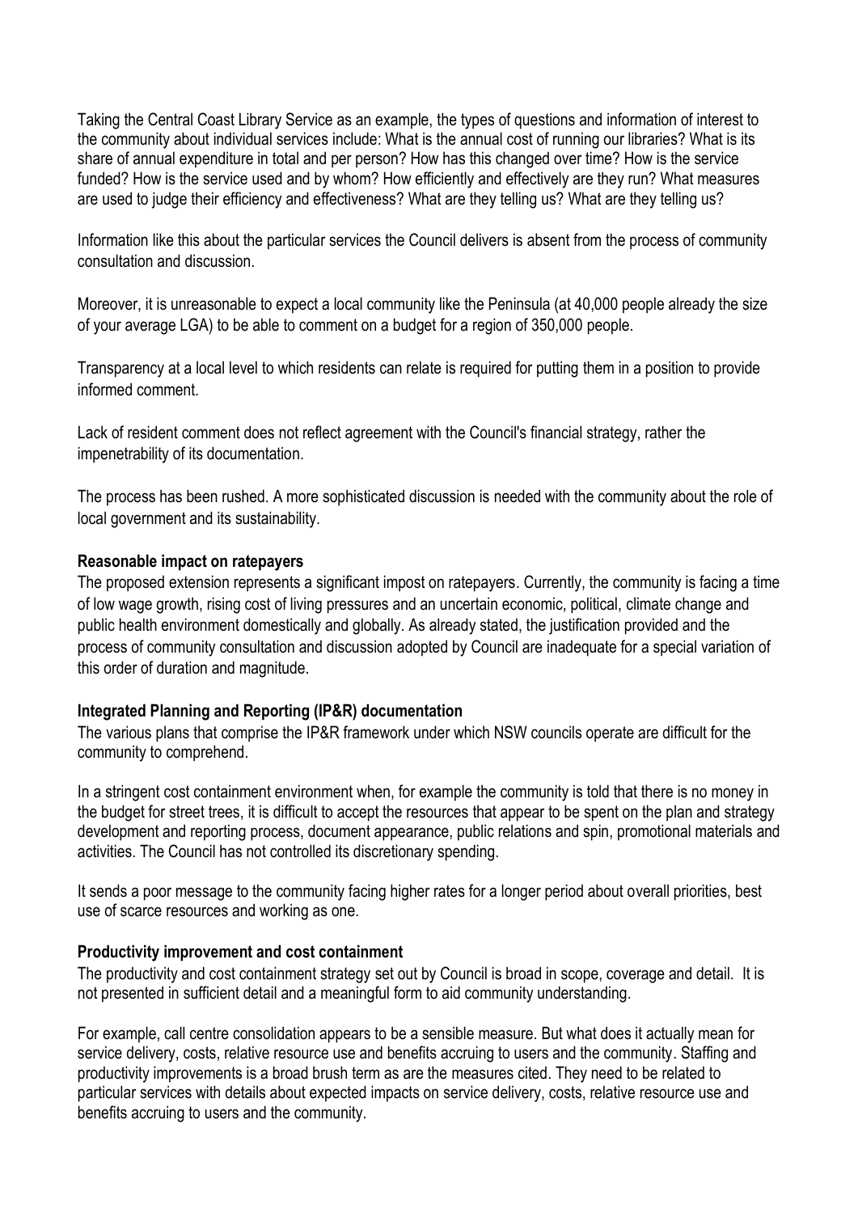Taking the Central Coast Library Service as an example, the types of questions and information of interest to the community about individual services include: What is the annual cost of running our libraries? What is its share of annual expenditure in total and per person? How has this changed over time? How is the service funded? How is the service used and by whom? How efficiently and effectively are they run? What measures are used to judge their efficiency and effectiveness? What are they telling us? What are they telling us?

Information like this about the particular services the Council delivers is absent from the process of community consultation and discussion.

Moreover, it is unreasonable to expect a local community like the Peninsula (at 40,000 people already the size of your average LGA) to be able to comment on a budget for a region of 350,000 people.

Transparency at a local level to which residents can relate is required for putting them in a position to provide informed comment.

Lack of resident comment does not reflect agreement with the Council's financial strategy, rather the impenetrability of its documentation.

The process has been rushed. A more sophisticated discussion is needed with the community about the role of local government and its sustainability.

**Reasonable impact on ratepayers**

The proposed extension represents a significant impost on ratepayers. Currently, the community is facing a time of low wage growth, rising cost of living pressures and an uncertain economic, political, climate change and public health environment domestically and globally. As already stated, the justification provided and the process of community consultation and discussion adopted by Council are inadequate for a special variation of this order of duration and magnitude.

**Integrated Planning and Reporting (IP&R) documentation**

The various plans that comprise the IP&R framework under which NSW councils operate are difficult for the community to comprehend.

In a stringent cost containment environment when, for example the community is told that there is no money in the budget for street trees, it is difficult to accept the resources that appear to be spent on the plan and strategy development and reporting process, document appearance, public relations and spin, promotional materials and activities. The Council has not controlled its discretionary spending.

It sends a poor message to the community facing higher rates for a longer period about overall priorities, best use of scarce resources and working as one.

**Productivity improvement and cost containment**

The productivity and cost containment strategy set out by Council is broad in scope, coverage and detail. It is not presented in sufficient detail and a meaningful form to aid community understanding.

For example, call centre consolidation appears to be a sensible measure. But what does it actually mean for service delivery, costs, relative resource use and benefits accruing to users and the community. Staffing and productivity improvements is a broad brush term as are the measures cited. They need to be related to particular services with details about expected impacts on service delivery, costs, relative resource use and benefits accruing to users and the community.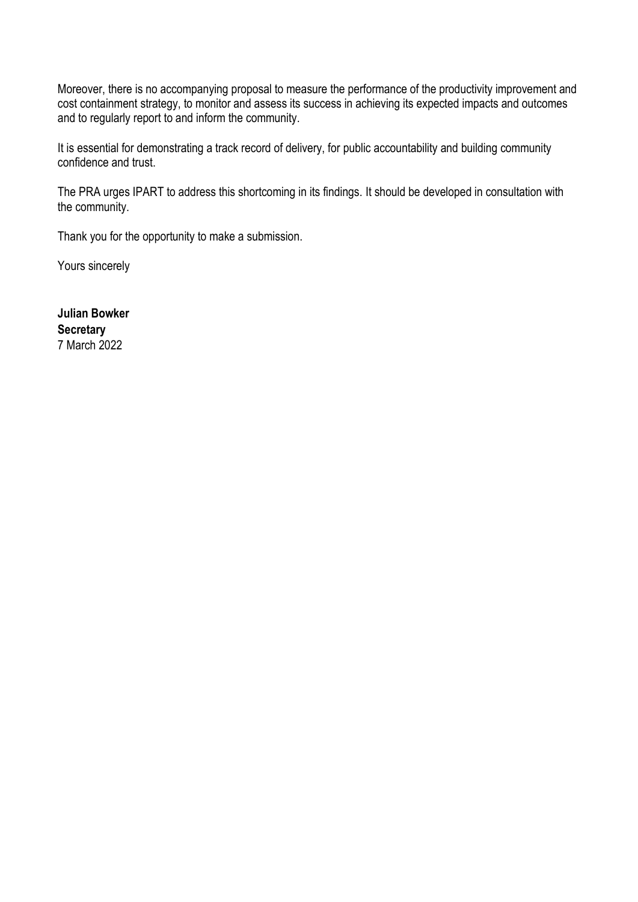Moreover, there is no accompanying proposal to measure the performance of the productivity improvement and cost containment strategy, to monitor and assess its success in achieving its expected impacts and outcomes and to regularly report to and inform the community.

It is essential for demonstrating a track record of delivery, for public accountability and building community confidence and trust.

The PRA urges IPART to address this shortcoming in its findings. It should be developed in consultation with the community.

Thank you for the opportunity to make a submission.

Yours sincerely

**Julian Bowker**
**Secretary**
7 March 2022